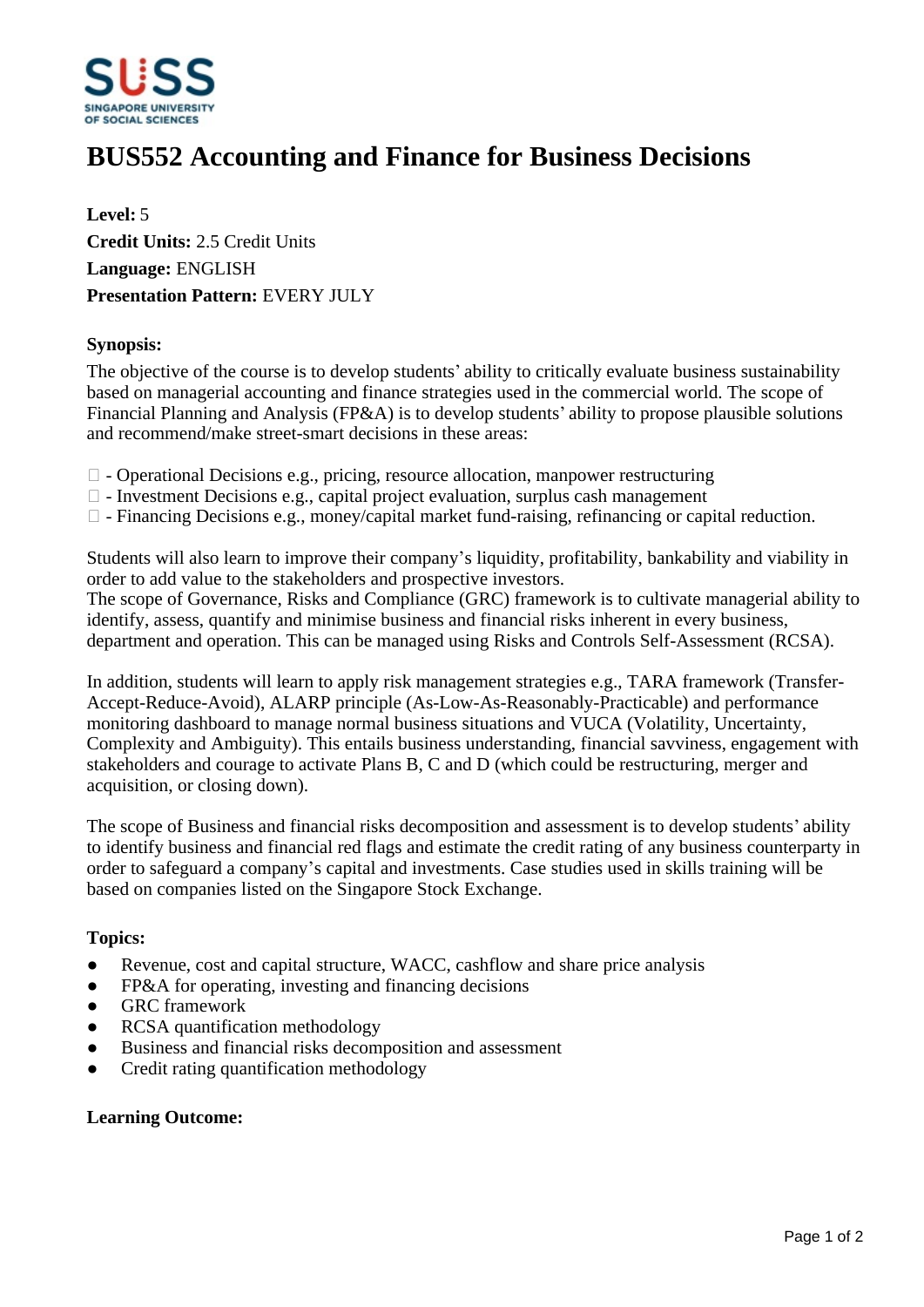# BUS552 Accounting and Finance for Business Decisions

**Level:** 5

**Credit Units:** 2.5 Credit Units

**Language:** ENGLISH

**Presentation Pattern:** EVERY JULY

**Synopsis:**

The objective of the course is to develop students' ability to critically evaluate business sustainability based on managerial accounting and finance strategies used in the commercial world. The scope of Financial Planning and Analysis (FP&A) is to develop students' ability to propose plausible solutions and recommend/make street-smart decisions in these areas:

 - Operational Decisions e.g., pricing, resource allocation, manpower restructuring
 - Investment Decisions e.g., capital project evaluation, surplus cash management
 - Financing Decisions e.g., money/capital market fund-raising, refinancing or capital reduction.

Students will also learn to improve their company's liquidity, profitability, bankability and viability in order to add value to the stakeholders and prospective investors.
The scope of Governance, Risks and Compliance (GRC) framework is to cultivate managerial ability to identify, assess, quantify and minimise business and financial risks inherent in every business, department and operation. This can be managed using Risks and Controls Self-Assessment (RCSA).

In addition, students will learn to apply risk management strategies e.g., TARA framework (Transfer-Accept-Reduce-Avoid), ALARP principle (As-Low-As-Reasonably-Practicable) and performance monitoring dashboard to manage normal business situations and VUCA (Volatility, Uncertainty, Complexity and Ambiguity). This entails business understanding, financial savviness, engagement with stakeholders and courage to activate Plans B, C and D (which could be restructuring, merger and acquisition, or closing down).

The scope of Business and financial risks decomposition and assessment is to develop students' ability to identify business and financial red flags and estimate the credit rating of any business counterparty in order to safeguard a company's capital and investments. Case studies used in skills training will be based on companies listed on the Singapore Stock Exchange.

**Topics:**

- Revenue, cost and capital structure, WACC, cashflow and share price analysis
- FP&A for operating, investing and financing decisions
- GRC framework
- RCSA quantification methodology
- Business and financial risks decomposition and assessment
- Credit rating quantification methodology

**Learning Outcome:**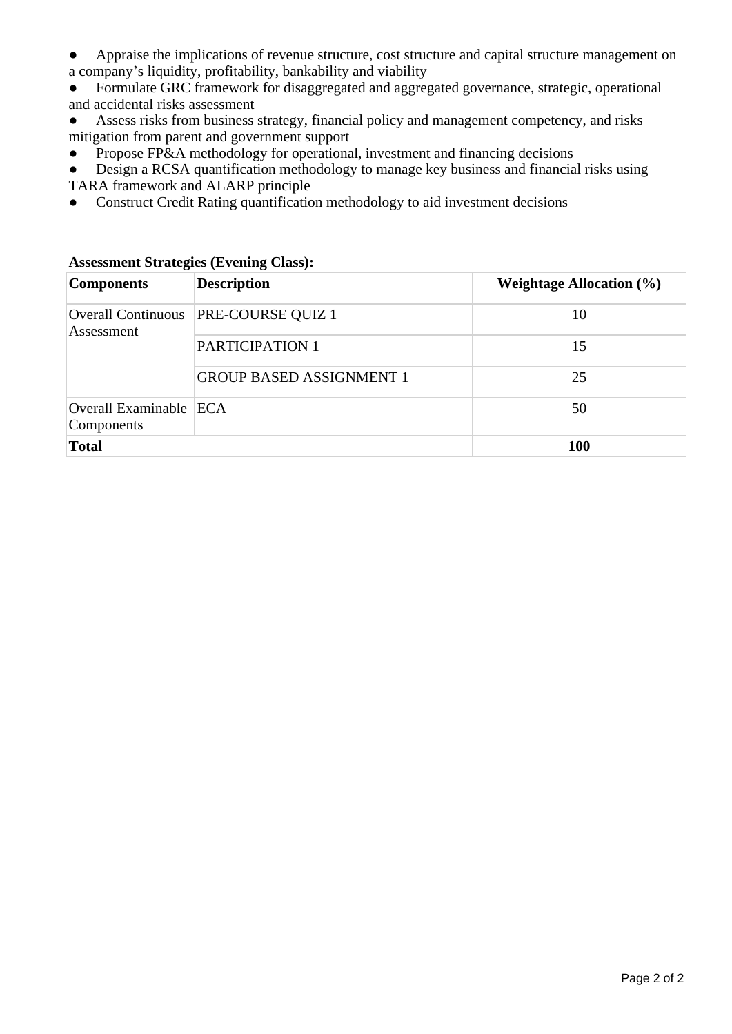- Appraise the implications of revenue structure, cost structure and capital structure management on a company's liquidity, profitability, bankability and viability
- Formulate GRC framework for disaggregated and aggregated governance, strategic, operational and accidental risks assessment
- Assess risks from business strategy, financial policy and management competency, and risks mitigation from parent and government support
- Propose FP&A methodology for operational, investment and financing decisions
- Design a RCSA quantification methodology to manage key business and financial risks using TARA framework and ALARP principle
- Construct Credit Rating quantification methodology to aid investment decisions

**Assessment Strategies (Evening Class):**

| Components | Description | Weightage Allocation (%) |
|---|---|---|
| Overall Continuous Assessment | PRE-COURSE QUIZ 1 | 10 |
| | PARTICIPATION 1 | 15 |
| | GROUP BASED ASSIGNMENT 1 | 25 |
| Overall Examinable Components | ECA | 50 |
| **Total** | | **100** |